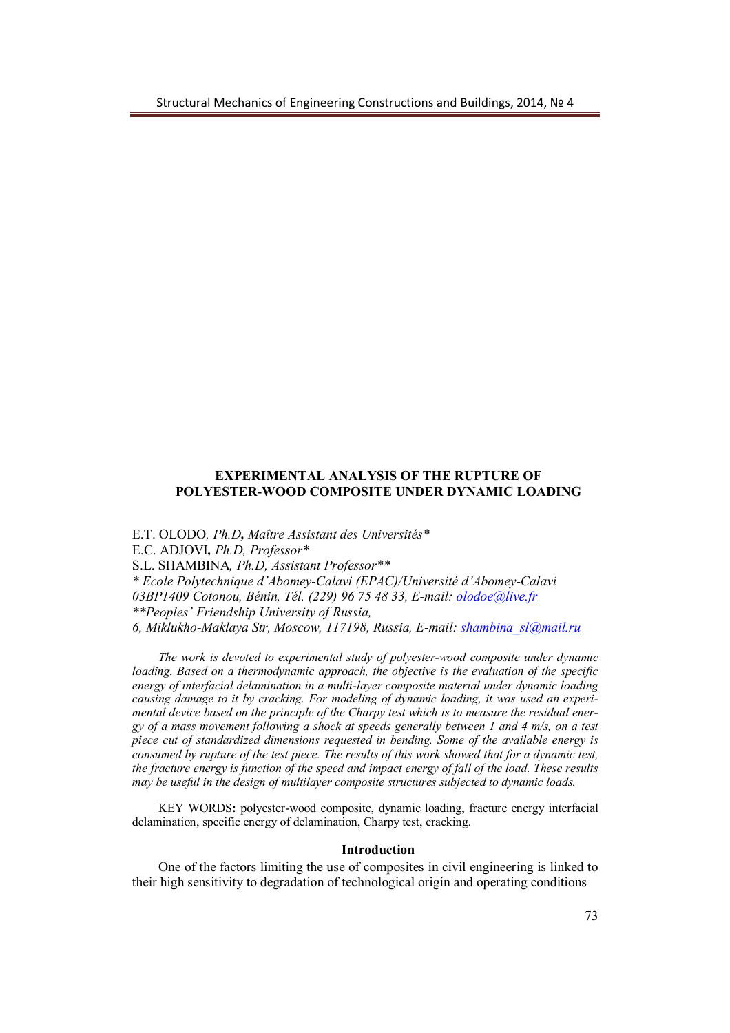## EXPERIMENTAL ANALYSIS OF THE RUPTURE OF POLYESTER-WOOD COMPOSITE UNDER DYNAMIC LOADING

E.T. OLODO, *Ph.D*, *Maître Assistant des Universités\**
E.C. ADJOVI, *Ph.D, Professor\**
S.L. SHAMBINA, *Ph.D, Assistant Professor\*\**
*\* Ecole Polytechnique d'Abomey-Calavi (EPAC)/Université d'Abomey-Calavi 03BP1409 Cotonou, Bénin, Tél. (229) 96 75 48 33, E-mail: olodoe@live.fr*
*\*\*Peoples' Friendship University of Russia,*
*6, Miklukho-Maklaya Str, Moscow, 117198, Russia, E-mail: shambina_sl@mail.ru*

*The work is devoted to experimental study of polyester-wood composite under dynamic loading. Based on a thermodynamic approach, the objective is the evaluation of the specific energy of interfacial delamination in a multi-layer composite material under dynamic loading causing damage to it by cracking. For modeling of dynamic loading, it was used an experimental device based on the principle of the Charpy test which is to measure the residual energy of a mass movement following a shock at speeds generally between 1 and 4 m/s, on a test piece cut of standardized dimensions requested in bending. Some of the available energy is consumed by rupture of the test piece. The results of this work showed that for a dynamic test, the fracture energy is function of the speed and impact energy of fall of the load. These results may be useful in the design of multilayer composite structures subjected to dynamic loads.*

KEY WORDS**:** polyester-wood composite, dynamic loading, fracture energy interfacial delamination, specific energy of delamination, Charpy test, cracking.

### Introduction

One of the factors limiting the use of composites in civil engineering is linked to their high sensitivity to degradation of technological origin and operating conditions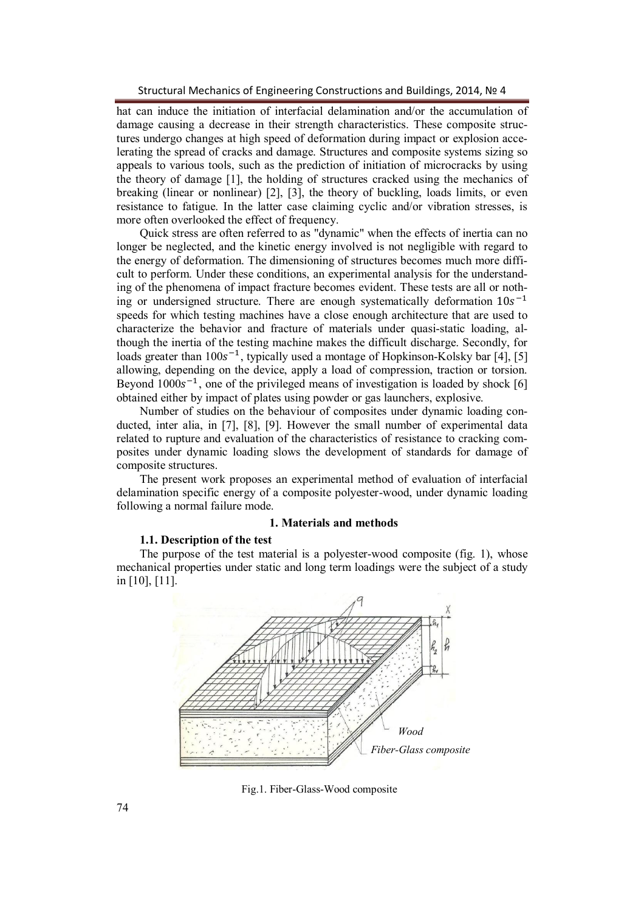hat can induce the initiation of interfacial delamination and/or the accumulation of damage causing a decrease in their strength characteristics. These composite structures undergo changes at high speed of deformation during impact or explosion accelerating the spread of cracks and damage. Structures and composite systems sizing so appeals to various tools, such as the prediction of initiation of microcracks by using the theory of damage [1], the holding of structures cracked using the mechanics of breaking (linear or nonlinear) [2], [3], the theory of buckling, loads limits, or even resistance to fatigue. In the latter case claiming cyclic and/or vibration stresses, is more often overlooked the effect of frequency.

Quick stress are often referred to as "dynamic" when the effects of inertia can no longer be neglected, and the kinetic energy involved is not negligible with regard to the energy of deformation. The dimensioning of structures becomes much more difficult to perform. Under these conditions, an experimental analysis for the understanding of the phenomena of impact fracture becomes evident. These tests are all or nothing or undersigned structure. There are enough systematically deformation $10s^{-1}$ speeds for which testing machines have a close enough architecture that are used to characterize the behavior and fracture of materials under quasi-static loading, although the inertia of the testing machine makes the difficult discharge. Secondly, for loads greater than $100s^{-1}$, typically used a montage of Hopkinson-Kolsky bar [4], [5] allowing, depending on the device, apply a load of compression, traction or torsion. Beyond $1000s^{-1}$, one of the privileged means of investigation is loaded by shock [6] obtained either by impact of plates using powder or gas launchers, explosive.

Number of studies on the behaviour of composites under dynamic loading conducted, inter alia, in [7], [8], [9]. However the small number of experimental data related to rupture and evaluation of the characteristics of resistance to cracking composites under dynamic loading slows the development of standards for damage of composite structures.

The present work proposes an experimental method of evaluation of interfacial delamination specific energy of a composite polyester-wood, under dynamic loading following a normal failure mode.

## 1. Materials and methods

### 1.1. Description of the test

The purpose of the test material is a polyester-wood composite (fig. 1), whose mechanical properties under static and long term loadings were the subject of a study in [10], [11].

Fig.1. Fiber-Glass-Wood composite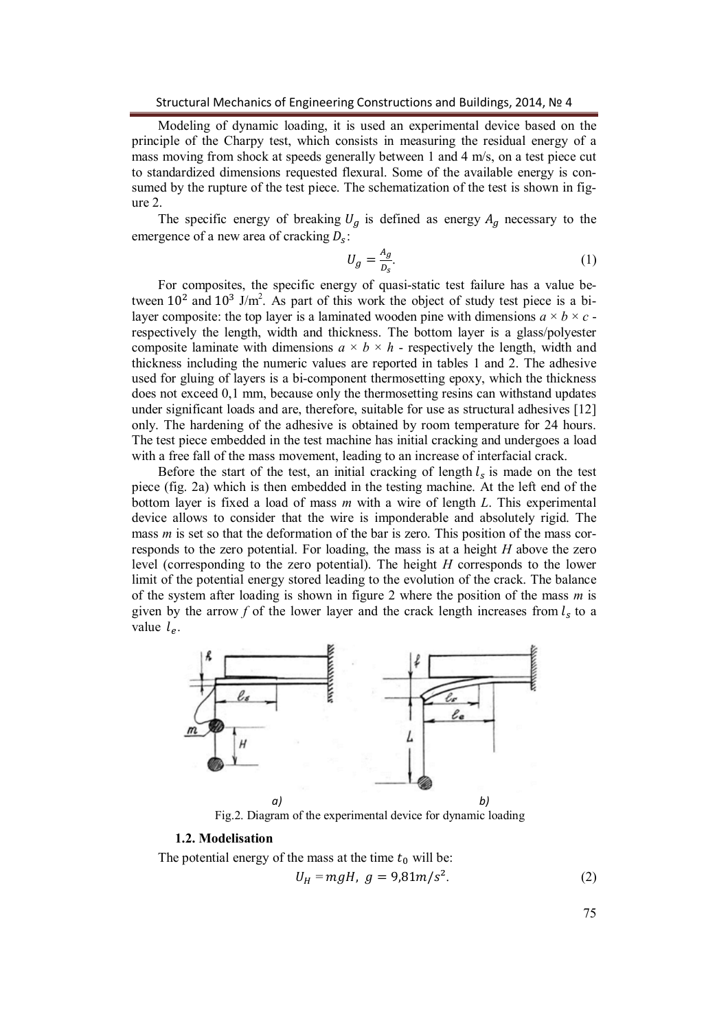Modeling of dynamic loading, it is used an experimental device based on the principle of the Charpy test, which consists in measuring the residual energy of a mass moving from shock at speeds generally between 1 and 4 m/s, on a test piece cut to standardized dimensions requested flexural. Some of the available energy is consumed by the rupture of the test piece. The schematization of the test is shown in figure 2.

The specific energy of breaking $U_g$ is defined as energy $A_g$ necessary to the emergence of a new area of cracking $D_s$:

$$U_g = \frac{A_g}{D_s}. \quad (1)$$

For composites, the specific energy of quasi-static test failure has a value between $10^2$ and $10^3$ J/m$^2$. As part of this work the object of study test piece is a bi-layer composite: the top layer is a laminated wooden pine with dimensions $a \times b \times c$ - respectively the length, width and thickness. The bottom layer is a glass/polyester composite laminate with dimensions $a \times b \times h$ - respectively the length, width and thickness including the numeric values are reported in tables 1 and 2. The adhesive used for gluing of layers is a bi-component thermosetting epoxy, which the thickness does not exceed 0,1 mm, because only the thermosetting resins can withstand updates under significant loads and are, therefore, suitable for use as structural adhesives [12] only. The hardening of the adhesive is obtained by room temperature for 24 hours. The test piece embedded in the test machine has initial cracking and undergoes a load with a free fall of the mass movement, leading to an increase of interfacial crack.

Before the start of the test, an initial cracking of length $l_s$ is made on the test piece (fig. 2a) which is then embedded in the testing machine. At the left end of the bottom layer is fixed a load of mass $m$ with a wire of length $L$. This experimental device allows to consider that the wire is imponderable and absolutely rigid. The mass $m$ is set so that the deformation of the bar is zero. This position of the mass corresponds to the zero potential. For loading, the mass is at a height $H$ above the zero level (corresponding to the zero potential). The height $H$ corresponds to the lower limit of the potential energy stored leading to the evolution of the crack. The balance of the system after loading is shown in figure 2 where the position of the mass $m$ is given by the arrow $f$ of the lower layer and the crack length increases from $l_s$ to a value $l_e$.

a) b)

Fig.2. Diagram of the experimental device for dynamic loading

### 1.2. Modelisation

The potential energy of the mass at the time $t_0$ will be:

$$U_H = mgH, \; g = 9{,}81 m/s^2. \quad (2)$$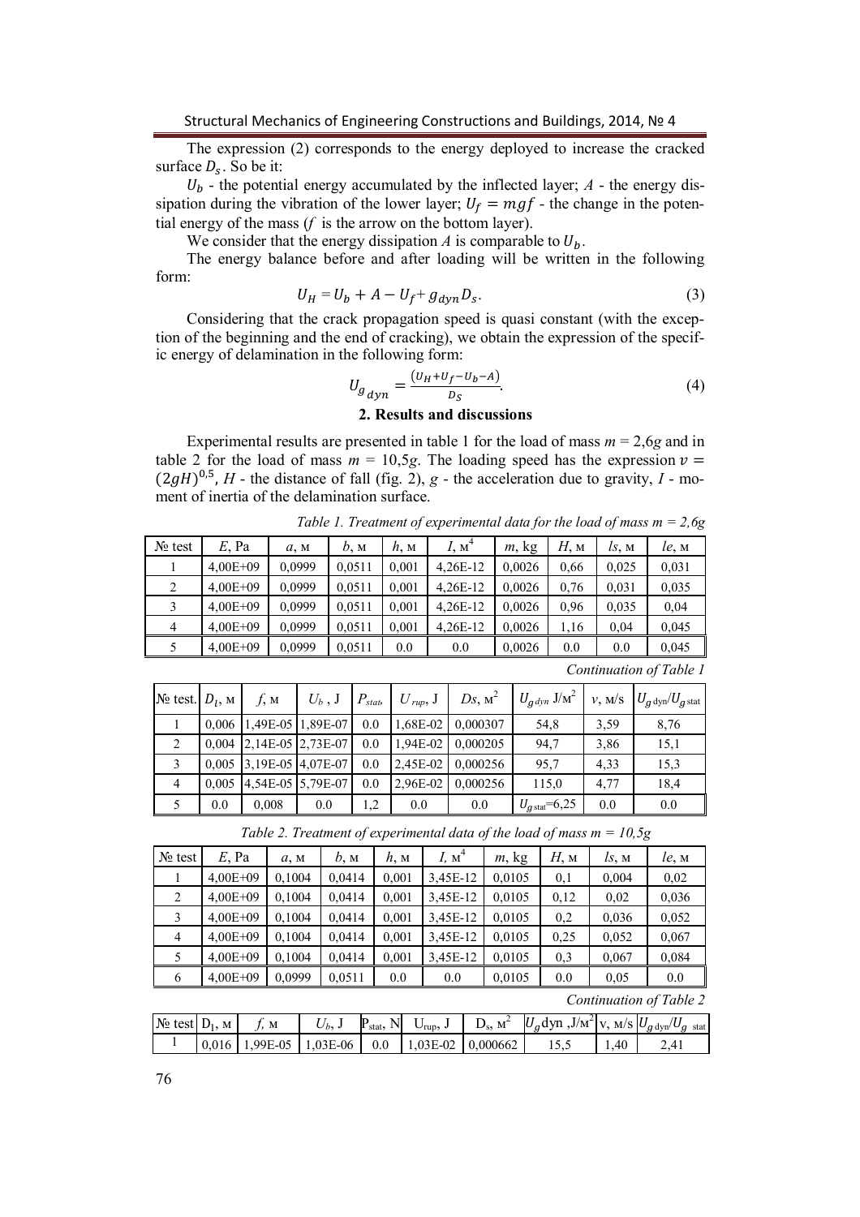The expression (2) corresponds to the energy deployed to increase the cracked surface $D_s$. So be it:

$U_b$ - the potential energy accumulated by the inflected layer; $A$ - the energy dissipation during the vibration of the lower layer; $U_f = mgf$ - the change in the potential energy of the mass ($f$ is the arrow on the bottom layer).

We consider that the energy dissipation $A$ is comparable to $U_b$.

The energy balance before and after loading will be written in the following form:

$$U_H = U_b + A - U_f + g_{dyn} D_s. \tag{3}$$

Considering that the crack propagation speed is quasi constant (with the exception of the beginning and the end of cracking), we obtain the expression of the specific energy of delamination in the following form:

$$U_{g_{dyn}} = \frac{(U_H + U_f - U_b - A)}{D_S}. \tag{4}$$

## 2. Results and discussions

Experimental results are presented in table 1 for the load of mass $m$ = 2,6*g* and in table 2 for the load of mass $m$ = 10,5*g*. The loading speed has the expression $v = (2gH)^{0,5}$, $H$ - the distance of fall (fig. 2), $g$ - the acceleration due to gravity, $I$ - moment of inertia of the delamination surface.

*Table 1. Treatment of experimental data for the load of mass m = 2,6g*

| № test | $E$, Pa | $a$, м | $b$, м | $h$, м | $I$, м$^4$ | $m$, kg | $H$, м | $ls$, м | $le$, м |
|---|---|---|---|---|---|---|---|---|---|
| 1 | 4,00E+09 | 0,0999 | 0,0511 | 0,001 | 4,26E-12 | 0,0026 | 0,66 | 0,025 | 0,031 |
| 2 | 4,00E+09 | 0,0999 | 0,0511 | 0,001 | 4,26E-12 | 0,0026 | 0,76 | 0,031 | 0,035 |
| 3 | 4,00E+09 | 0,0999 | 0,0511 | 0,001 | 4,26E-12 | 0,0026 | 0,96 | 0,035 | 0,04 |
| 4 | 4,00E+09 | 0,0999 | 0,0511 | 0,001 | 4,26E-12 | 0,0026 | 1,16 | 0,04 | 0,045 |
| 5 | 4,00E+09 | 0,0999 | 0,0511 | 0.0 | 0.0 | 0,0026 | 0.0 | 0.0 | 0,045 |

*Continuation of Table 1*

| № test. | $D_l$, м | $f$, м | $U_b$, J | $P_{stat}$ | $U_{rup}$, J | $Ds$, м$^2$ | $U_{g\,dyn}$ J/м$^2$ | $v$, м/s | $U_{g\,dyn}/U_{g\,stat}$ |
|---|---|---|---|---|---|---|---|---|---|
| 1 | 0,006 | 1,49E-05 | 1,89E-07 | 0.0 | 1,68E-02 | 0,000307 | 54,8 | 3,59 | 8,76 |
| 2 | 0,004 | 2,14E-05 | 2,73E-07 | 0.0 | 1,94E-02 | 0,000205 | 94,7 | 3,86 | 15,1 |
| 3 | 0,005 | 3,19E-05 | 4,07E-07 | 0.0 | 2,45E-02 | 0,000256 | 95,7 | 4,33 | 15,3 |
| 4 | 0,005 | 4,54E-05 | 5,79E-07 | 0.0 | 2,96E-02 | 0,000256 | 115,0 | 4,77 | 18,4 |
| 5 | 0.0 | 0,008 | 0.0 | 1,2 | 0.0 | 0.0 | $U_{g\,stat}$=6,25 | 0.0 | 0.0 |

*Table 2. Treatment of experimental data of the load of mass m = 10,5g*

| № test | $E$, Pa | $a$, м | $b$, м | $h$, м | $I$, м$^4$ | $m$, kg | $H$, м | $ls$, м | $le$, м |
|---|---|---|---|---|---|---|---|---|---|
| 1 | 4,00E+09 | 0,1004 | 0,0414 | 0,001 | 3,45E-12 | 0,0105 | 0,1 | 0,004 | 0,02 |
| 2 | 4,00E+09 | 0,1004 | 0,0414 | 0,001 | 3,45E-12 | 0,0105 | 0,12 | 0,02 | 0,036 |
| 3 | 4,00E+09 | 0,1004 | 0,0414 | 0,001 | 3,45E-12 | 0,0105 | 0,2 | 0,036 | 0,052 |
| 4 | 4,00E+09 | 0,1004 | 0,0414 | 0,001 | 3,45E-12 | 0,0105 | 0,25 | 0,052 | 0,067 |
| 5 | 4,00E+09 | 0,1004 | 0,0414 | 0,001 | 3,45E-12 | 0,0105 | 0,3 | 0,067 | 0,084 |
| 6 | 4,00E+09 | 0,0999 | 0,0511 | 0.0 | 0.0 | 0,0105 | 0.0 | 0,05 | 0.0 |

*Continuation of Table 2*

| № test | $D_l$, м | $f$, м | $U_b$, J | $P_{stat}$, N | $U_{rup}$, J | $D_s$, м$^2$ | $U_g$dyn ,J/м$^2$ | v, м/s | $U_{g\,dyn}/U_{g\,stat}$ |
|---|---|---|---|---|---|---|---|---|---|
| 1 | 0,016 | 1,99E-05 | 1,03E-06 | 0.0 | 1,03E-02 | 0,000662 | 15,5 | 1,40 | 2,41 |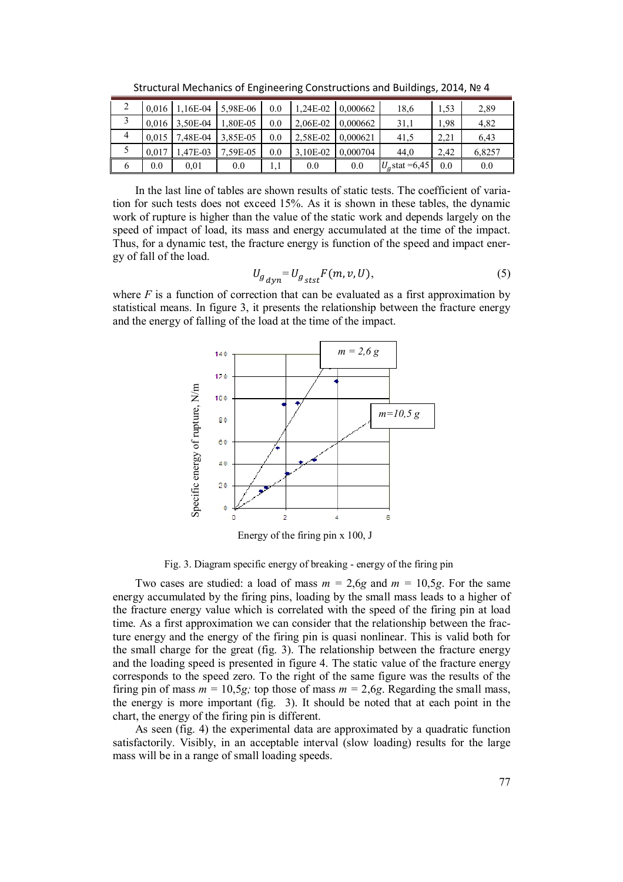| 2 | 0,016 | 1,16E-04 | 5,98E-06 | 0.0 | 1,24E-02 | 0,000662 | 18,6 | 1,53 | 2,89 |
|---|---|---|---|---|---|---|---|---|---|
| 3 | 0,016 | 3,50E-04 | 1,80E-05 | 0.0 | 2,06E-02 | 0,000662 | 31,1 | 1,98 | 4,82 |
| 4 | 0,015 | 7,48E-04 | 3,85E-05 | 0.0 | 2,58E-02 | 0,000621 | 41,5 | 2,21 | 6,43 |
| 5 | 0,017 | 1,47E-03 | 7,59E-05 | 0.0 | 3,10E-02 | 0,000704 | 44,0 | 2,42 | 6,8257 |
| 6 | 0.0 | 0,01 | 0.0 | 1,1 | 0.0 | 0.0 | $U_g$ stat =6,45 | 0.0 | 0.0 |

In the last line of tables are shown results of static tests. The coefficient of variation for such tests does not exceed 15%. As it is shown in these tables, the dynamic work of rupture is higher than the value of the static work and depends largely on the speed of impact of load, its mass and energy accumulated at the time of the impact. Thus, for a dynamic test, the fracture energy is function of the speed and impact energy of fall of the load.

$$U_{g_{dyn}} = U_{g_{stst}} F(m, v, U), \tag{5}$$

where $F$ is a function of correction that can be evaluated as a first approximation by statistical means. In figure 3, it presents the relationship between the fracture energy and the energy of falling of the load at the time of the impact.

Fig. 3. Diagram specific energy of breaking - energy of the firing pin

Two cases are studied: a load of mass $m = 2{,}6g$ and $m = 10{,}5g$. For the same energy accumulated by the firing pins, loading by the small mass leads to a higher of the fracture energy value which is correlated with the speed of the firing pin at load time. As a first approximation we can consider that the relationship between the fracture energy and the energy of the firing pin is quasi nonlinear. This is valid both for the small charge for the great (fig. 3). The relationship between the fracture energy and the loading speed is presented in figure 4. The static value of the fracture energy corresponds to the speed zero. To the right of the same figure was the results of the firing pin of mass $m = 10{,}5g$; top those of mass $m = 2{,}6g$. Regarding the small mass, the energy is more important (fig. 3). It should be noted that at each point in the chart, the energy of the firing pin is different.

As seen (fig. 4) the experimental data are approximated by a quadratic function satisfactorily. Visibly, in an acceptable interval (slow loading) results for the large mass will be in a range of small loading speeds.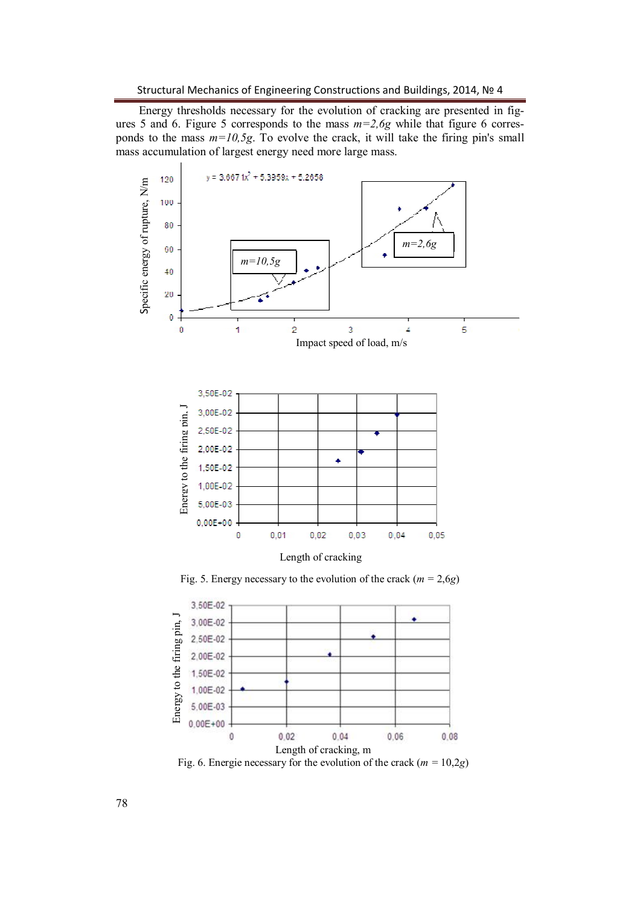Energy thresholds necessary for the evolution of cracking are presented in figures 5 and 6. Figure 5 corresponds to the mass $m=2{,}6g$ while that figure 6 corresponds to the mass $m=10{,}5g$. To evolve the crack, it will take the firing pin's small mass accumulation of largest energy need more large mass.

Fig. 5. Energy necessary to the evolution of the crack ($m$ = 2,6$g$)

Fig. 6. Energie necessary for the evolution of the crack ($m$ = 10,2$g$)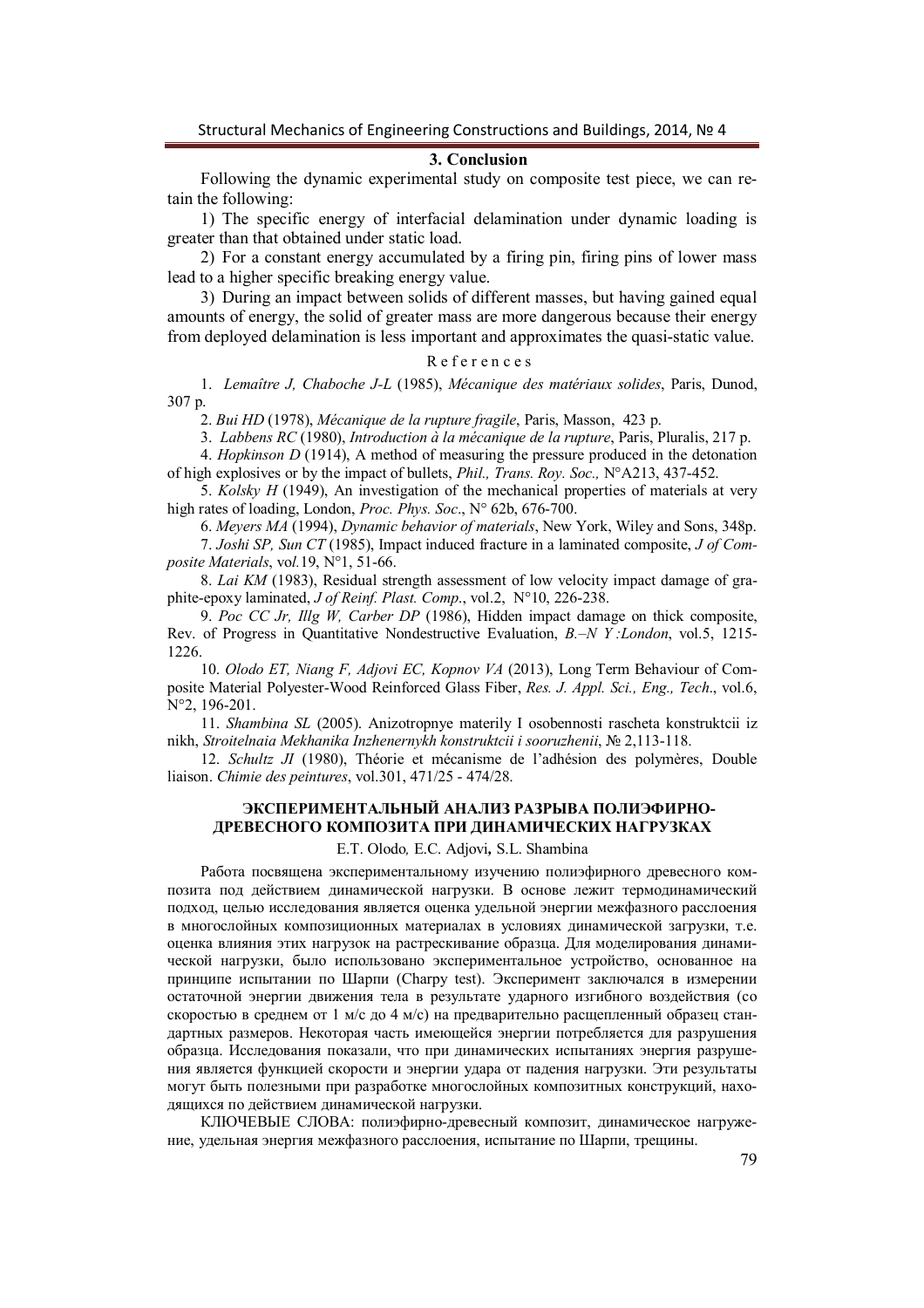## 3. Conclusion

Following the dynamic experimental study on composite test piece, we can retain the following:

1) The specific energy of interfacial delamination under dynamic loading is greater than that obtained under static load.

2) For a constant energy accumulated by a firing pin, firing pins of lower mass lead to a higher specific breaking energy value.

3) During an impact between solids of different masses, but having gained equal amounts of energy, the solid of greater mass are more dangerous because their energy from deployed delamination is less important and approximates the quasi-static value.

### References

1. *Lemaître J, Chaboche J-L* (1985), *Mécanique des matériaux solides*, Paris, Dunod, 307 p.

2. *Bui HD* (1978), *Mécanique de la rupture fragile*, Paris, Masson, 423 p.

3. *Labbens RC* (1980), *Introduction à la mécanique de la rupture*, Paris, Pluralis, 217 p.

4. *Hopkinson D* (1914), A method of measuring the pressure produced in the detonation of high explosives or by the impact of bullets, *Phil., Trans. Roy. Soc.,* N°A213, 437-452.

5. *Kolsky H* (1949), An investigation of the mechanical properties of materials at very high rates of loading, London, *Proc. Phys. Soc*., N° 62b, 676-700.

6. *Meyers MA* (1994), *Dynamic behavior of materials*, New York, Wiley and Sons, 348p.

7. *Joshi SP, Sun CT* (1985), Impact induced fracture in a laminated composite, *J of Composite Materials*, vol.19, N°1, 51-66.

8. *Lai KM* (1983), Residual strength assessment of low velocity impact damage of graphite-epoxy laminated, *J of Reinf. Plast. Comp*., vol.2, N°10, 226-238.

9. *Poc CC Jr, Illg W, Carber DP* (1986), Hidden impact damage on thick composite, Rev. of Progress in Quantitative Nondestructive Evaluation, *B.–N Y :London*, vol.5, 1215-1226.

10. *Olodo ET, Niang F, Adjovi EC, Kopnov VA* (2013), Long Term Behaviour of Composite Material Polyester-Wood Reinforced Glass Fiber, *Res. J. Appl. Sci., Eng., Tech*., vol.6, N°2, 196-201.

11. *Shambina SL* (2005). Anizotropnye materily I osobennosti rascheta konstruktcii iz nikh, *Stroitelnaia Mekhanika Inzhenernykh konstruktcii i sooruzhenii*, № 2,113-118.

12. *Schultz JI* (1980), Théorie et mécanisme de l'adhésion des polymères, Double liaison. *Chimie des peintures*, vol.301, 471/25 - 474/28.

## ЭКСПЕРИМЕНТАЛЬНЫЙ АНАЛИЗ РАЗРЫВА ПОЛИЭФИРНО-ДРЕВЕСНОГО КОМПОЗИТА ПРИ ДИНАМИЧЕСКИХ НАГРУЗКАХ

E.T. Olodo, E.C. Adjovi, S.L. Shambina

Работа посвящена экспериментальному изучению полиэфирного древесного композита под действием динамической нагрузки. В основе лежит термодинамический подход, целью исследования является оценка удельной энергии межфазного расслоения в многослойных композиционных материалах в условиях динамической загрузки, т.е. оценка влияния этих нагрузок на растрескивание образца. Для моделирования динамической нагрузки, было использовано экспериментальное устройство, основанное на принципе испытании по Шарпи (Charpy test). Эксперимент заключался в измерении остаточной энергии движения тела в результате ударного изгибного воздействия (со скоростью в среднем от 1 м/с до 4 м/с) на предварительно расщепленный образец стандартных размеров. Некоторая часть имеющейся энергии потребляется для разрушения образца. Исследования показали, что при динамических испытаниях энергия разрушения является функцией скорости и энергии удара от падения нагрузки. Эти результаты могут быть полезными при разработке многослойных композитных конструкций, находящихся по действием динамической нагрузки.

КЛЮЧЕВЫЕ СЛОВА: полиэфирно-древесный композит, динамическое нагружение, удельная энергия межфазного расслоения, испытание по Шарпи, трещины.